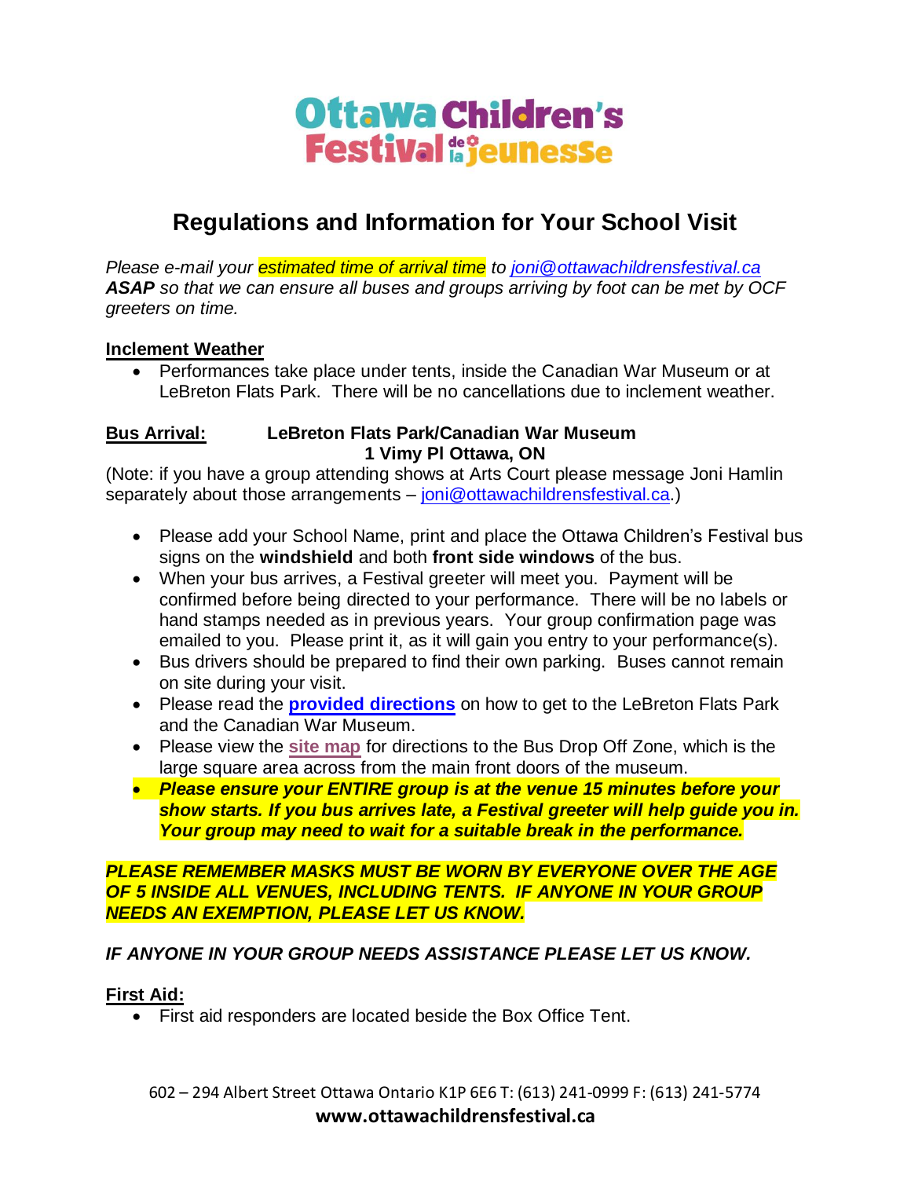Ottawa Children's Festival de la jeunesse

# Regulations and Information for Your School Visit

*Please e-mail your estimated time of arrival time to joni@ottawachildrensfestival.ca **ASAP** so that we can ensure all buses and groups arriving by foot can be met by OCF greeters on time.*

**Inclement Weather**

- Performances take place under tents, inside the Canadian War Museum or at LeBreton Flats Park. There will be no cancellations due to inclement weather.

**Bus Arrival:** **LeBreton Flats Park/Canadian War Museum**
**1 Vimy Pl Ottawa, ON**

(Note: if you have a group attending shows at Arts Court please message Joni Hamlin separately about those arrangements – joni@ottawachildrensfestival.ca.)

- Please add your School Name, print and place the Ottawa Children's Festival bus signs on the **windshield** and both **front side windows** of the bus.
- When your bus arrives, a Festival greeter will meet you. Payment will be confirmed before being directed to your performance. There will be no labels or hand stamps needed as in previous years. Your group confirmation page was emailed to you. Please print it, as it will gain you entry to your performance(s).
- Bus drivers should be prepared to find their own parking. Buses cannot remain on site during your visit.
- Please read the **provided directions** on how to get to the LeBreton Flats Park and the Canadian War Museum.
- Please view the **site map** for directions to the Bus Drop Off Zone, which is the large square area across from the main front doors of the museum.
- ***Please ensure your ENTIRE group is at the venue 15 minutes before your show starts. If you bus arrives late, a Festival greeter will help guide you in. Your group may need to wait for a suitable break in the performance.***

***PLEASE REMEMBER MASKS MUST BE WORN BY EVERYONE OVER THE AGE OF 5 INSIDE ALL VENUES, INCLUDING TENTS. IF ANYONE IN YOUR GROUP NEEDS AN EXEMPTION, PLEASE LET US KNOW.***

***IF ANYONE IN YOUR GROUP NEEDS ASSISTANCE PLEASE LET US KNOW.***

**First Aid:**

- First aid responders are located beside the Box Office Tent.

602 – 294 Albert Street Ottawa Ontario K1P 6E6 T: (613) 241-0999 F: (613) 241-5774
**www.ottawachildrensfestival.ca**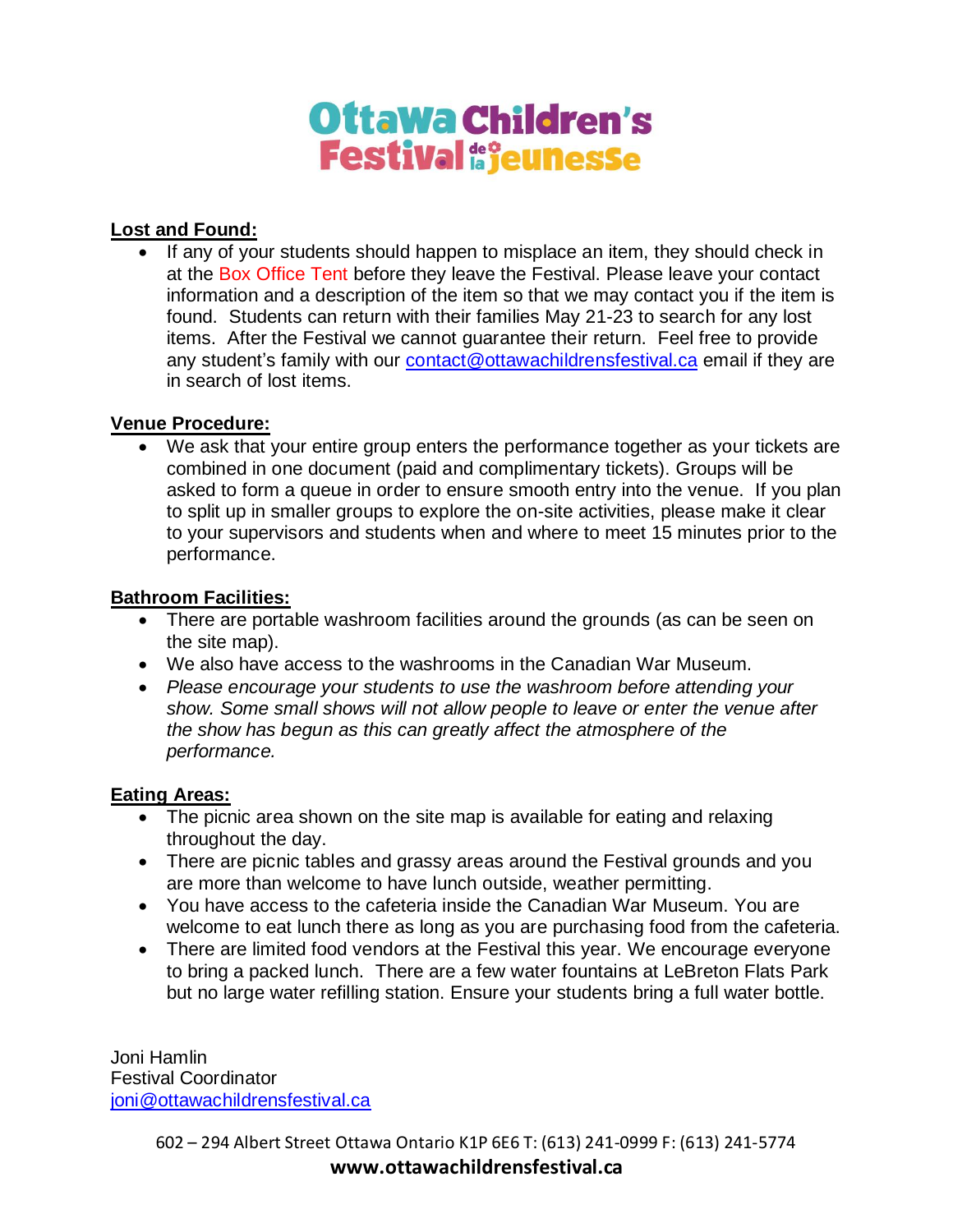Ottawa Children's Festival de la jeunesse

**Lost and Found:**

- If any of your students should happen to misplace an item, they should check in at the Box Office Tent before they leave the Festival. Please leave your contact information and a description of the item so that we may contact you if the item is found. Students can return with their families May 21-23 to search for any lost items. After the Festival we cannot guarantee their return. Feel free to provide any student's family with our contact@ottawachildrensfestival.ca email if they are in search of lost items.

**Venue Procedure:**

- We ask that your entire group enters the performance together as your tickets are combined in one document (paid and complimentary tickets). Groups will be asked to form a queue in order to ensure smooth entry into the venue. If you plan to split up in smaller groups to explore the on-site activities, please make it clear to your supervisors and students when and where to meet 15 minutes prior to the performance.

**Bathroom Facilities:**

- There are portable washroom facilities around the grounds (as can be seen on the site map).
- We also have access to the washrooms in the Canadian War Museum.
- *Please encourage your students to use the washroom before attending your show. Some small shows will not allow people to leave or enter the venue after the show has begun as this can greatly affect the atmosphere of the performance.*

**Eating Areas:**

- The picnic area shown on the site map is available for eating and relaxing throughout the day.
- There are picnic tables and grassy areas around the Festival grounds and you are more than welcome to have lunch outside, weather permitting.
- You have access to the cafeteria inside the Canadian War Museum. You are welcome to eat lunch there as long as you are purchasing food from the cafeteria.
- There are limited food vendors at the Festival this year. We encourage everyone to bring a packed lunch. There are a few water fountains at LeBreton Flats Park but no large water refilling station. Ensure your students bring a full water bottle.

Joni Hamlin
Festival Coordinator
joni@ottawachildrensfestival.ca

602 – 294 Albert Street Ottawa Ontario K1P 6E6 T: (613) 241-0999 F: (613) 241-5774
**www.ottawachildrensfestival.ca**